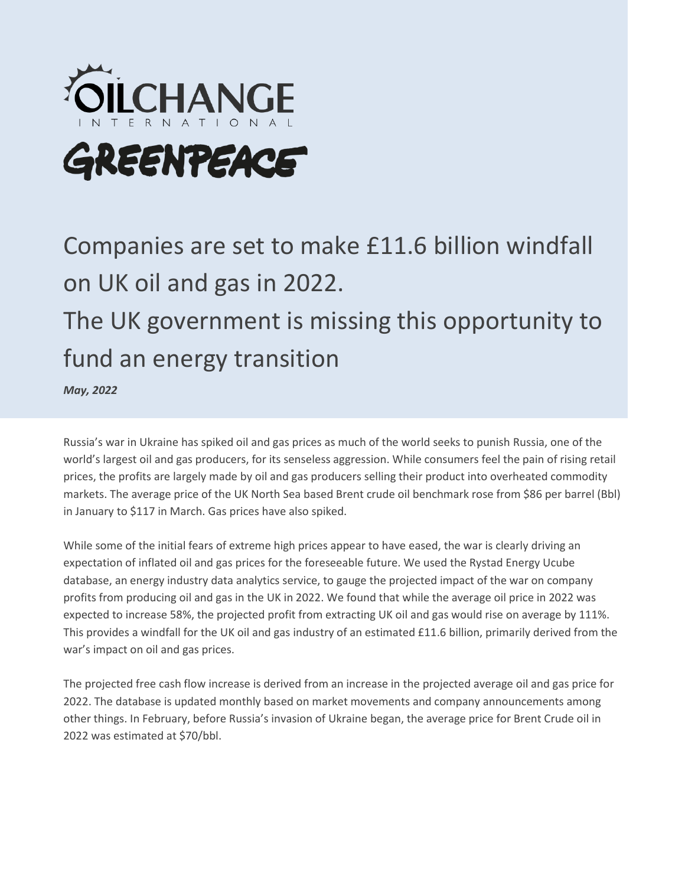OILCHANGE INTERNATIONAL

GREENPEACE

# Companies are set to make £11.6 billion windfall on UK oil and gas in 2022. The UK government is missing this opportunity to fund an energy transition

***May, 2022***

Russia's war in Ukraine has spiked oil and gas prices as much of the world seeks to punish Russia, one of the world's largest oil and gas producers, for its senseless aggression. While consumers feel the pain of rising retail prices, the profits are largely made by oil and gas producers selling their product into overheated commodity markets. The average price of the UK North Sea based Brent crude oil benchmark rose from $86 per barrel (Bbl) in January to $117 in March. Gas prices have also spiked.

While some of the initial fears of extreme high prices appear to have eased, the war is clearly driving an expectation of inflated oil and gas prices for the foreseeable future. We used the Rystad Energy Ucube database, an energy industry data analytics service, to gauge the projected impact of the war on company profits from producing oil and gas in the UK in 2022. We found that while the average oil price in 2022 was expected to increase 58%, the projected profit from extracting UK oil and gas would rise on average by 111%. This provides a windfall for the UK oil and gas industry of an estimated £11.6 billion, primarily derived from the war's impact on oil and gas prices.

The projected free cash flow increase is derived from an increase in the projected average oil and gas price for 2022. The database is updated monthly based on market movements and company announcements among other things. In February, before Russia's invasion of Ukraine began, the average price for Brent Crude oil in 2022 was estimated at $70/bbl.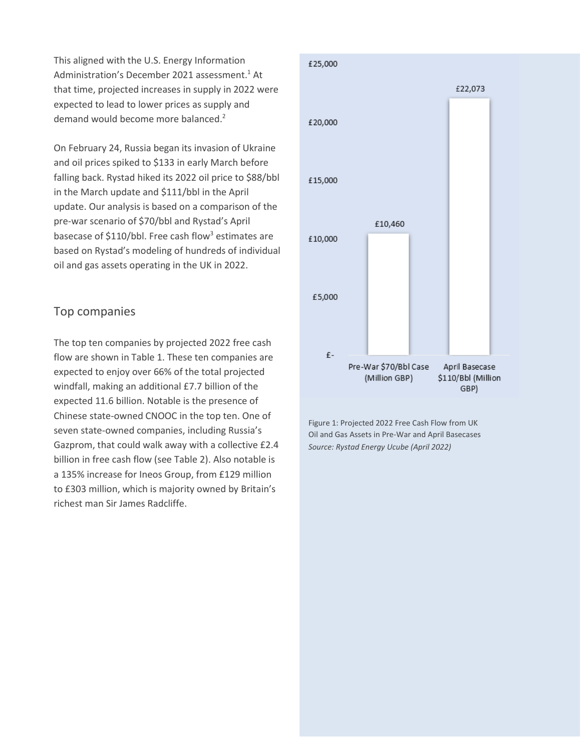This aligned with the U.S. Energy Information Administration's December 2021 assessment.[1] At that time, projected increases in supply in 2022 were expected to lead to lower prices as supply and demand would become more balanced.[2]

On February 24, Russia began its invasion of Ukraine and oil prices spiked to $133 in early March before falling back. Rystad hiked its 2022 oil price to $88/bbl in the March update and $111/bbl in the April update. Our analysis is based on a comparison of the pre-war scenario of $70/bbl and Rystad's April basecase of $110/bbl. Free cash flow[3] estimates are based on Rystad's modeling of hundreds of individual oil and gas assets operating in the UK in 2022.

## Top companies

The top ten companies by projected 2022 free cash flow are shown in Table 1. These ten companies are expected to enjoy over 66% of the total projected windfall, making an additional £7.7 billion of the expected 11.6 billion. Notable is the presence of Chinese state-owned CNOOC in the top ten. One of seven state-owned companies, including Russia's Gazprom, that could walk away with a collective £2.4 billion in free cash flow (see Table 2). Also notable is a 135% increase for Ineos Group, from £129 million to £303 million, which is majority owned by Britain's richest man Sir James Radcliffe.

| Scenario | Projected 2022 Free Cash Flow |
|---|---|
| Pre-War $70/Bbl Case (Million GBP) | £10,460 |
| April Basecase $110/Bbl (Million GBP) | £22,073 |

Figure 1: Projected 2022 Free Cash Flow from UK Oil and Gas Assets in Pre-War and April Basecases
*Source: Rystad Energy Ucube (April 2022)*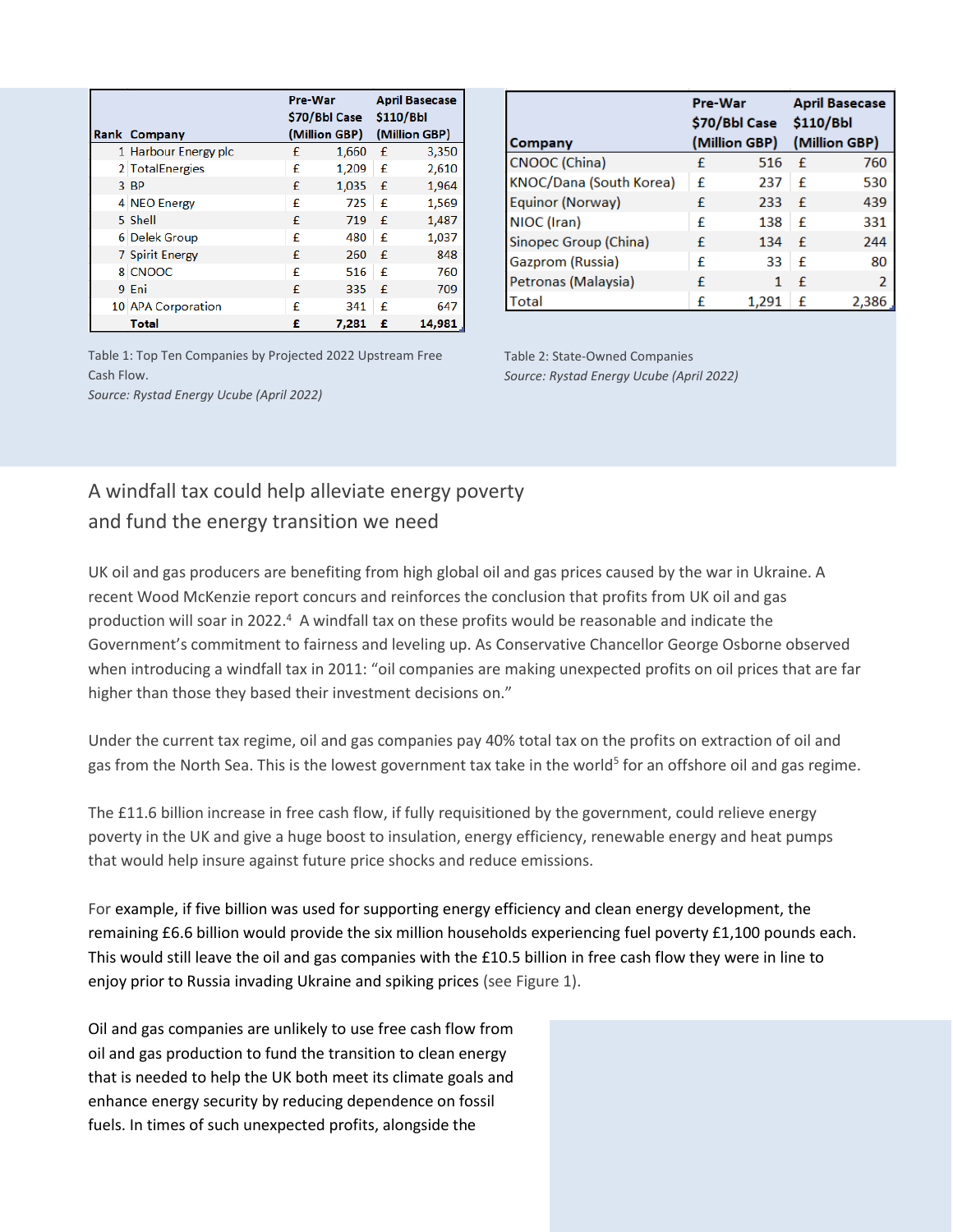| Rank | Company | Pre-War $70/Bbl Case (Million GBP) | | April Basecase $110/Bbl (Million GBP) | |
|---|---|---|---|---|---|
| 1 | Harbour Energy plc | £ | 1,660 | £ | 3,350 |
| 2 | TotalEnergies | £ | 1,209 | £ | 2,610 |
| 3 | BP | £ | 1,035 | £ | 1,964 |
| 4 | NEO Energy | £ | 725 | £ | 1,569 |
| 5 | Shell | £ | 719 | £ | 1,487 |
| 6 | Delek Group | £ | 480 | £ | 1,037 |
| 7 | Spirit Energy | £ | 260 | £ | 848 |
| 8 | CNOOC | £ | 516 | £ | 760 |
| 9 | Eni | £ | 335 | £ | 709 |
| 10 | APA Corporation | £ | 341 | £ | 647 |
| | **Total** | **£** | **7,281** | **£** | **14,981** |

Table 1: Top Ten Companies by Projected 2022 Upstream Free Cash Flow.
*Source: Rystad Energy Ucube (April 2022)*

| Company | Pre-War $70/Bbl Case (Million GBP) | | April Basecase $110/Bbl (Million GBP) | |
|---|---|---|---|---|
| CNOOC (China) | £ | 516 | £ | 760 |
| KNOC/Dana (South Korea) | £ | 237 | £ | 530 |
| Equinor (Norway) | £ | 233 | £ | 439 |
| NIOC (Iran) | £ | 138 | £ | 331 |
| Sinopec Group (China) | £ | 134 | £ | 244 |
| Gazprom (Russia) | £ | 33 | £ | 80 |
| Petronas (Malaysia) | £ | 1 | £ | 2 |
| Total | £ | 1,291 | £ | 2,386 |

Table 2: State-Owned Companies
*Source: Rystad Energy Ucube (April 2022)*

## A windfall tax could help alleviate energy poverty and fund the energy transition we need

UK oil and gas producers are benefiting from high global oil and gas prices caused by the war in Ukraine. A recent Wood McKenzie report concurs and reinforces the conclusion that profits from UK oil and gas production will soar in 2022.[4] A windfall tax on these profits would be reasonable and indicate the Government's commitment to fairness and leveling up. As Conservative Chancellor George Osborne observed when introducing a windfall tax in 2011: "oil companies are making unexpected profits on oil prices that are far higher than those they based their investment decisions on."

Under the current tax regime, oil and gas companies pay 40% total tax on the profits on extraction of oil and gas from the North Sea. This is the lowest government tax take in the world[5] for an offshore oil and gas regime.

The £11.6 billion increase in free cash flow, if fully requisitioned by the government, could relieve energy poverty in the UK and give a huge boost to insulation, energy efficiency, renewable energy and heat pumps that would help insure against future price shocks and reduce emissions.

For example, if five billion was used for supporting energy efficiency and clean energy development, the remaining £6.6 billion would provide the six million households experiencing fuel poverty £1,100 pounds each. This would still leave the oil and gas companies with the £10.5 billion in free cash flow they were in line to enjoy prior to Russia invading Ukraine and spiking prices (see Figure 1).

Oil and gas companies are unlikely to use free cash flow from oil and gas production to fund the transition to clean energy that is needed to help the UK both meet its climate goals and enhance energy security by reducing dependence on fossil fuels. In times of such unexpected profits, alongside the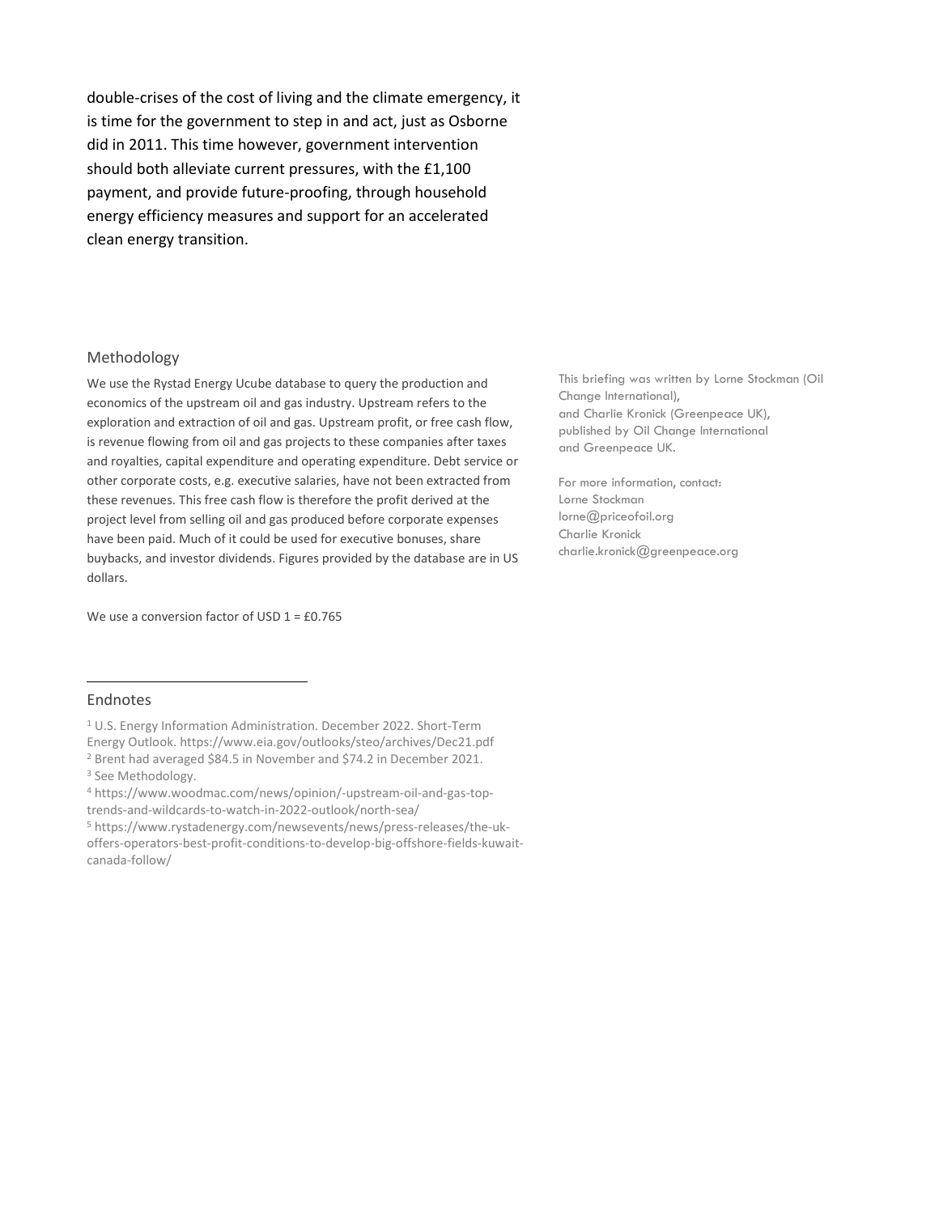double-crises of the cost of living and the climate emergency, it is time for the government to step in and act, just as Osborne did in 2011. This time however, government intervention should both alleviate current pressures, with the £1,100 payment, and provide future-proofing, through household energy efficiency measures and support for an accelerated clean energy transition.

## Methodology

We use the Rystad Energy Ucube database to query the production and economics of the upstream oil and gas industry. Upstream refers to the exploration and extraction of oil and gas. Upstream profit, or free cash flow, is revenue flowing from oil and gas projects to these companies after taxes and royalties, capital expenditure and operating expenditure. Debt service or other corporate costs, e.g. executive salaries, have not been extracted from these revenues. This free cash flow is therefore the profit derived at the project level from selling oil and gas produced before corporate expenses have been paid. Much of it could be used for executive bonuses, share buybacks, and investor dividends. Figures provided by the database are in US dollars.

We use a conversion factor of USD 1 = £0.765

This briefing was written by Lorne Stockman (Oil Change International), and Charlie Kronick (Greenpeace UK), published by Oil Change International and Greenpeace UK.

For more information, contact:
Lorne Stockman
lorne@priceofoil.org
Charlie Kronick
charlie.kronick@greenpeace.org

## Endnotes

[1] U.S. Energy Information Administration. December 2022. Short-Term Energy Outlook. https://www.eia.gov/outlooks/steo/archives/Dec21.pdf
[2] Brent had averaged $84.5 in November and $74.2 in December 2021.
[3] See Methodology.
[4] https://www.woodmac.com/news/opinion/-upstream-oil-and-gas-top-trends-and-wildcards-to-watch-in-2022-outlook/north-sea/
[5] https://www.rystadenergy.com/newsevents/news/press-releases/the-uk-offers-operators-best-profit-conditions-to-develop-big-offshore-fields-kuwait-canada-follow/